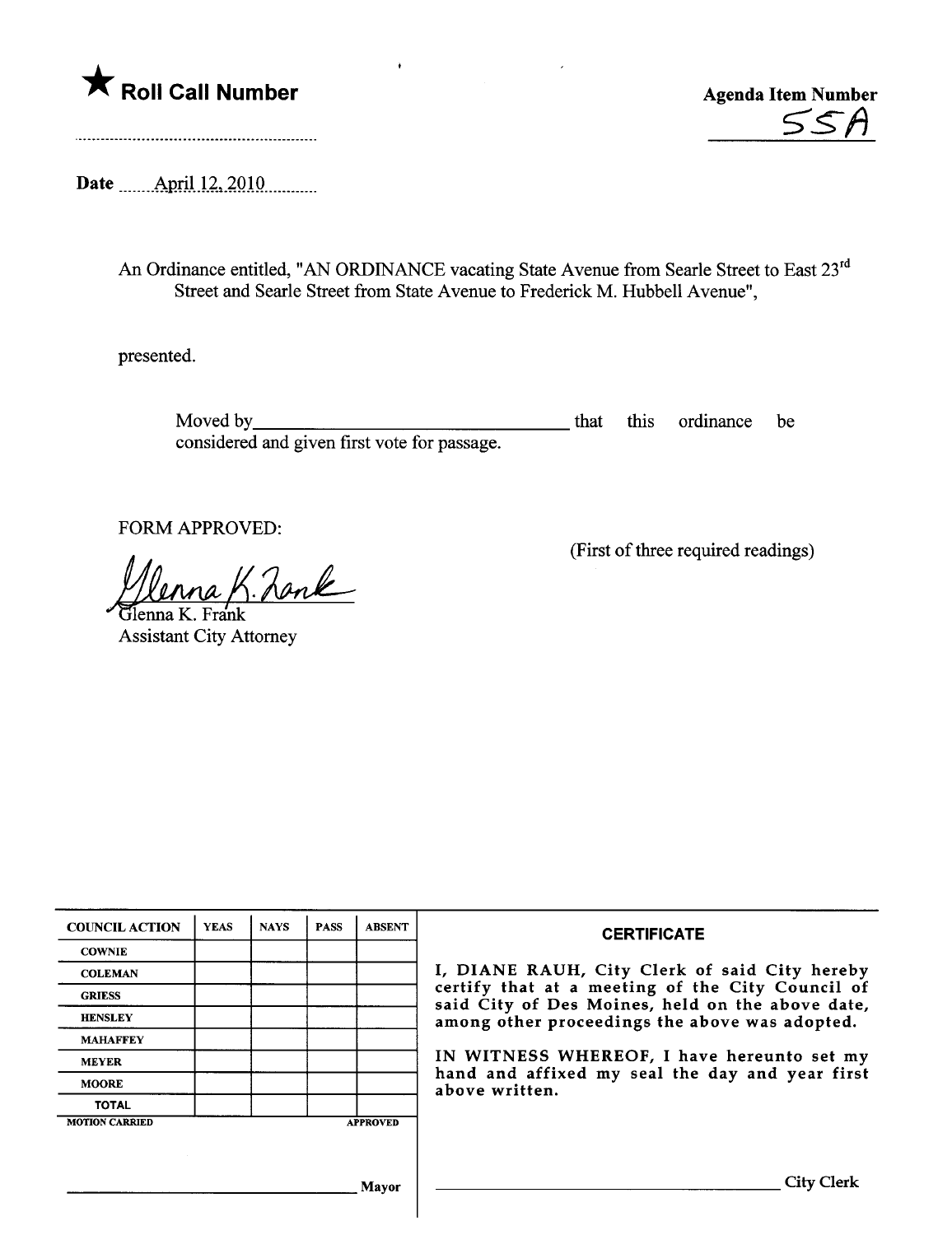★ **Roll Call Number**

**Agenda Item Number**
55A

**Date** April 12, 2010

An Ordinance entitled, "AN ORDINANCE vacating State Avenue from Searle Street to East 23rd Street and Searle Street from State Avenue to Frederick M. Hubbell Avenue",

presented.

Moved by________________________________ that this ordinance be considered and given first vote for passage.

FORM APPROVED:

Glenna K. Frank
Glenna K. Frank
Assistant City Attorney

(First of three required readings)

| COUNCIL ACTION | YEAS | NAYS | PASS | ABSENT |
|---|---|---|---|---|
| COWNIE | | | | |
| COLEMAN | | | | |
| GRIESS | | | | |
| HENSLEY | | | | |
| MAHAFFEY | | | | |
| MEYER | | | | |
| MOORE | | | | |
| TOTAL | | | | |
| MOTION CARRIED | | | | APPROVED |

______________________________ Mayor

**CERTIFICATE**

I, DIANE RAUH, City Clerk of said City hereby certify that at a meeting of the City Council of said City of Des Moines, held on the above date, among other proceedings the above was adopted.

IN WITNESS WHEREOF, I have hereunto set my hand and affixed my seal the day and year first above written.

______________________________ City Clerk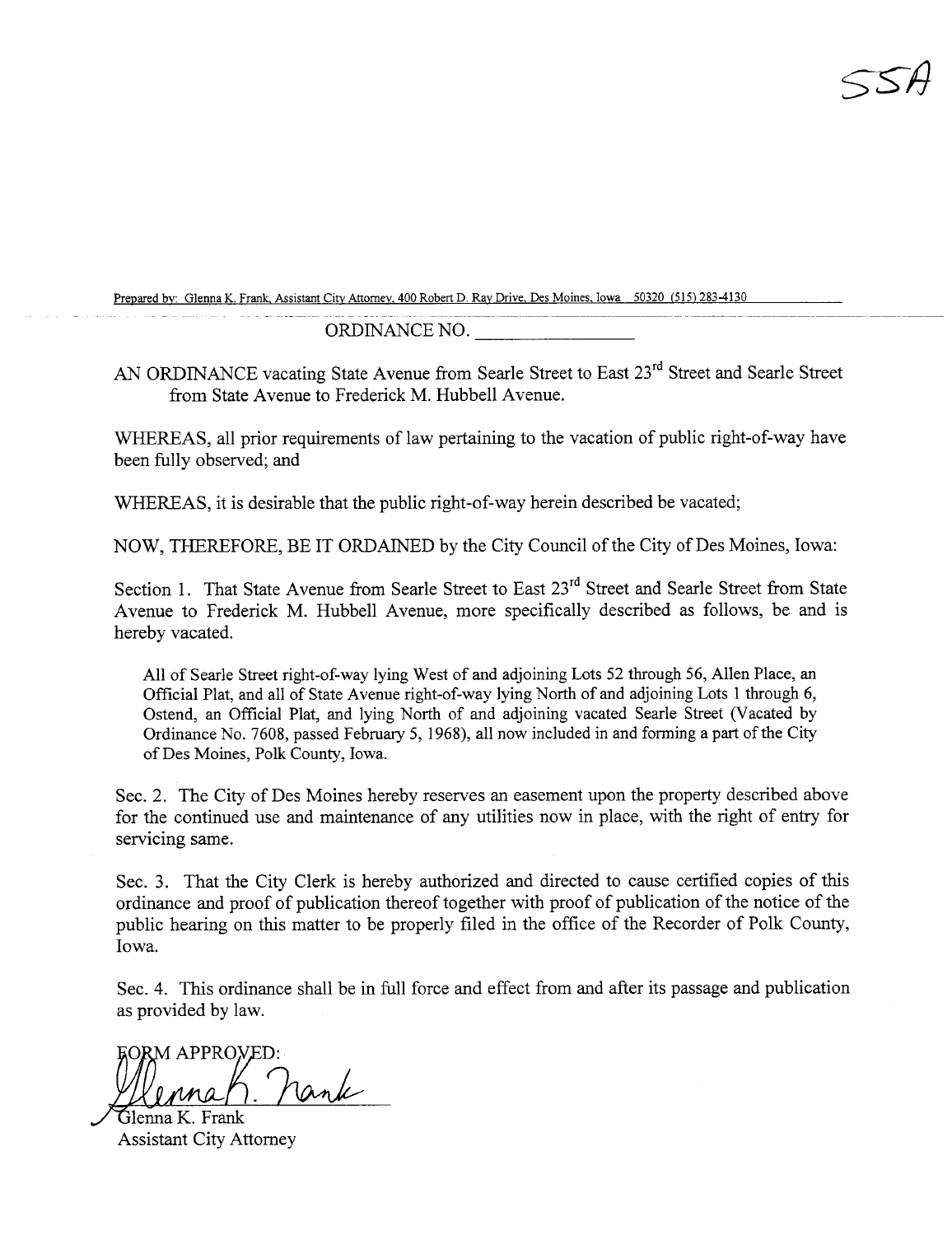55A

Prepared by: Glenna K. Frank, Assistant City Attorney, 400 Robert D. Ray Drive, Des Moines, Iowa 50320 (515) 283-4130

ORDINANCE NO. ________________

AN ORDINANCE vacating State Avenue from Searle Street to East 23rd Street and Searle Street from State Avenue to Frederick M. Hubbell Avenue.

WHEREAS, all prior requirements of law pertaining to the vacation of public right-of-way have been fully observed; and

WHEREAS, it is desirable that the public right-of-way herein described be vacated;

NOW, THEREFORE, BE IT ORDAINED by the City Council of the City of Des Moines, Iowa:

Section 1. That State Avenue from Searle Street to East 23rd Street and Searle Street from State Avenue to Frederick M. Hubbell Avenue, more specifically described as follows, be and is hereby vacated.

> All of Searle Street right-of-way lying West of and adjoining Lots 52 through 56, Allen Place, an Official Plat, and all of State Avenue right-of-way lying North of and adjoining Lots 1 through 6, Ostend, an Official Plat, and lying North of and adjoining vacated Searle Street (Vacated by Ordinance No. 7608, passed February 5, 1968), all now included in and forming a part of the City of Des Moines, Polk County, Iowa.

Sec. 2. The City of Des Moines hereby reserves an easement upon the property described above for the continued use and maintenance of any utilities now in place, with the right of entry for servicing same.

Sec. 3. That the City Clerk is hereby authorized and directed to cause certified copies of this ordinance and proof of publication thereof together with proof of publication of the notice of the public hearing on this matter to be properly filed in the office of the Recorder of Polk County, Iowa.

Sec. 4. This ordinance shall be in full force and effect from and after its passage and publication as provided by law.

FORM APPROVED:

Glenna K. Frank
Assistant City Attorney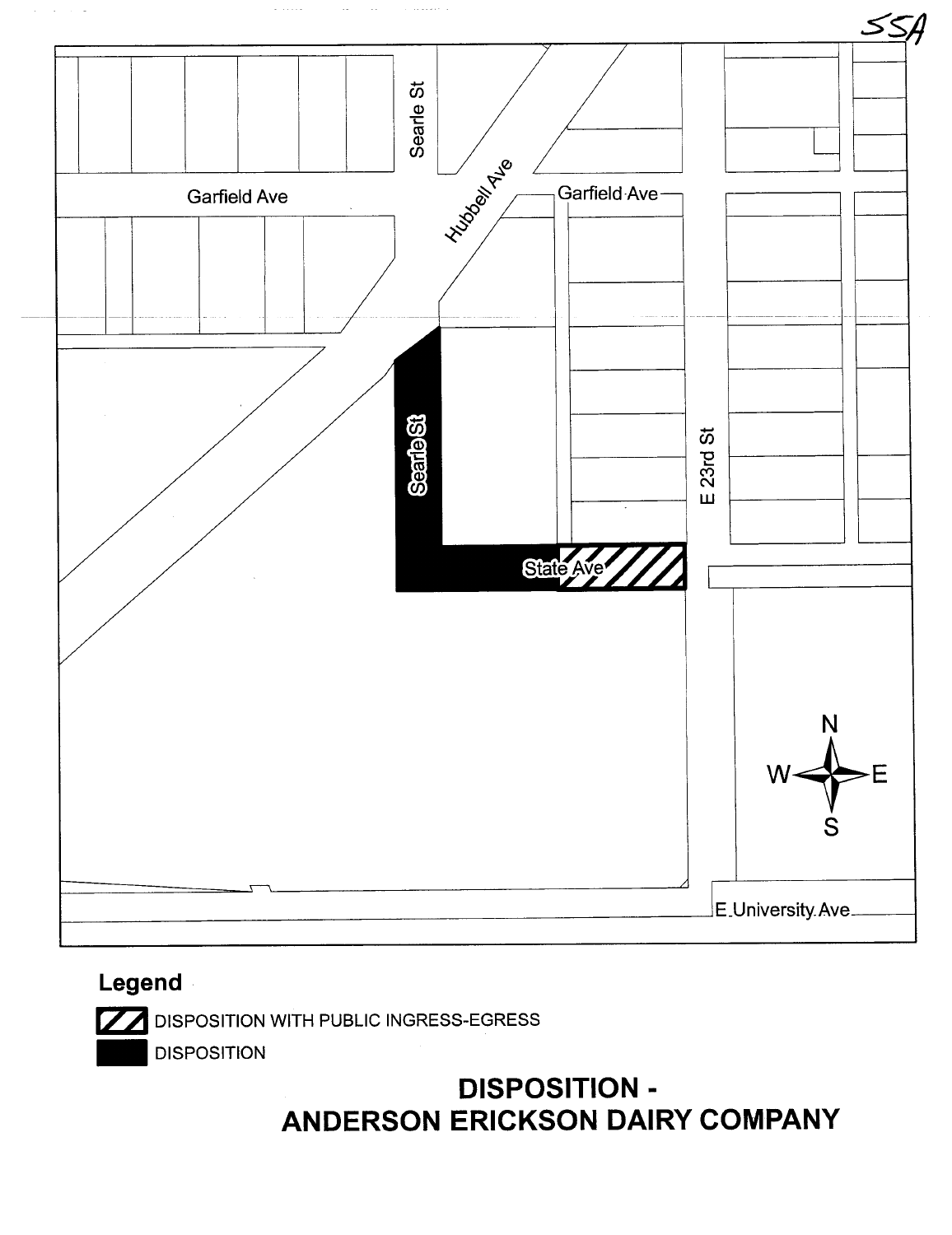55A

Searle St

Hubbell Ave

Garfield Ave

Garfield Ave

Searle St

E 23rd St

State Ave

E University Ave

N

W

E

S

**Legend**

DISPOSITION WITH PUBLIC INGRESS-EGRESS

DISPOSITION

## DISPOSITION - ANDERSON ERICKSON DAIRY COMPANY